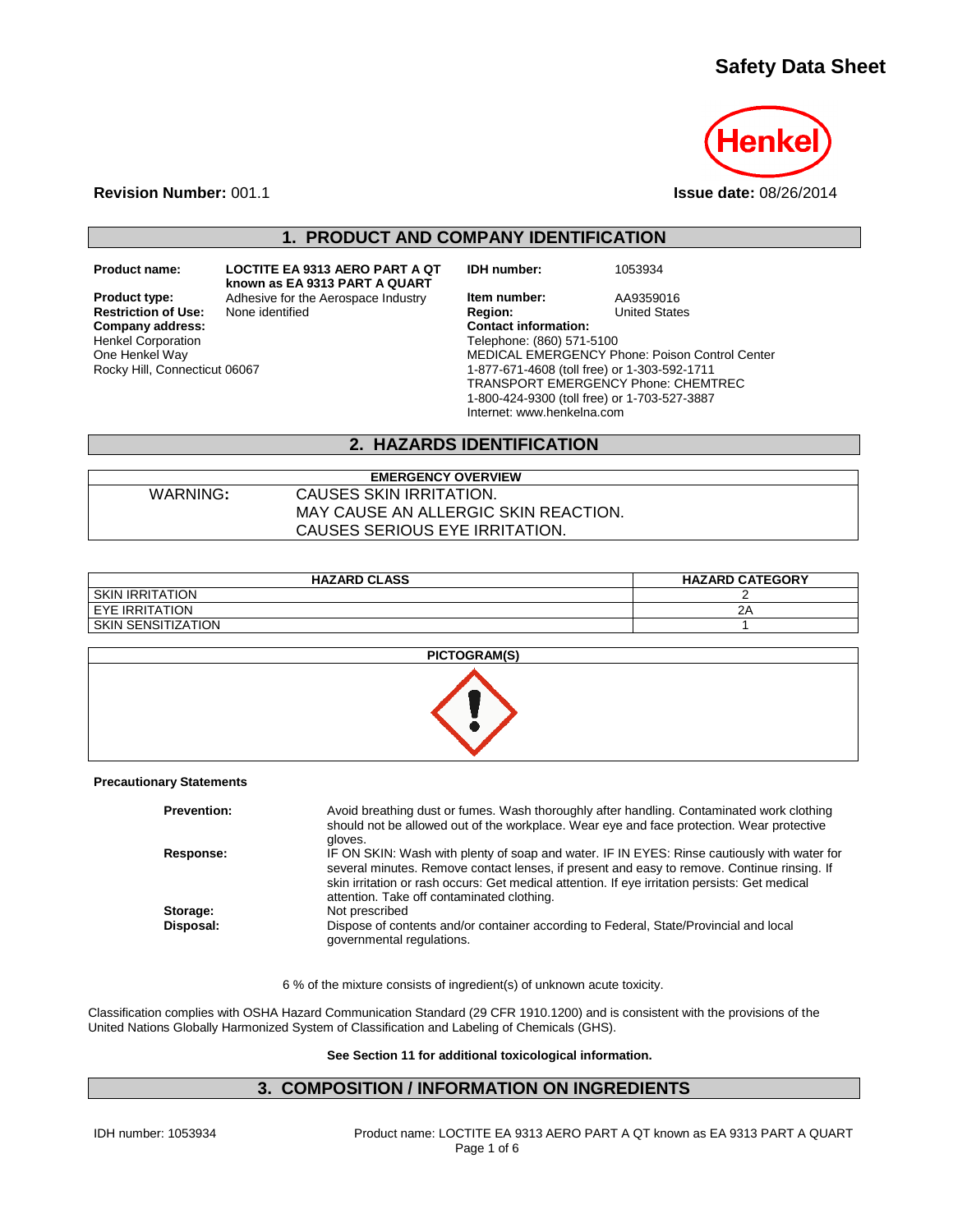# Safety Data Sheet

**Revision Number:** 001.1

**Issue date:** 08/26/2014

## 1. PRODUCT AND COMPANY IDENTIFICATION

**Product name:** LOCTITE EA 9313 AERO PART A QT known as EA 9313 PART A QUART

**Product type:** Adhesive for the Aerospace Industry

**Restriction of Use:** None identified

**Company address:**
Henkel Corporation
One Henkel Way
Rocky Hill, Connecticut 06067

**IDH number:** 1053934

**Item number:** AA9359016

**Region:** United States

**Contact information:**
Telephone: (860) 571-5100
MEDICAL EMERGENCY Phone: Poison Control Center
1-877-671-4608 (toll free) or 1-303-592-1711
TRANSPORT EMERGENCY Phone: CHEMTREC
1-800-424-9300 (toll free) or 1-703-527-3887
Internet: www.henkelna.com

## 2. HAZARDS IDENTIFICATION

| EMERGENCY OVERVIEW | |
|---|---|
| WARNING: | CAUSES SKIN IRRITATION.<br>MAY CAUSE AN ALLERGIC SKIN REACTION.<br>CAUSES SERIOUS EYE IRRITATION. |

| HAZARD CLASS | HAZARD CATEGORY |
|---|---|
| SKIN IRRITATION | 2 |
| EYE IRRITATION | 2A |
| SKIN SENSITIZATION | 1 |

**PICTOGRAM(S)**

**Precautionary Statements**

**Prevention:** Avoid breathing dust or fumes. Wash thoroughly after handling. Contaminated work clothing should not be allowed out of the workplace. Wear eye and face protection. Wear protective gloves.

**Response:** IF ON SKIN: Wash with plenty of soap and water. IF IN EYES: Rinse cautiously with water for several minutes. Remove contact lenses, if present and easy to remove. Continue rinsing. If skin irritation or rash occurs: Get medical attention. If eye irritation persists: Get medical attention. Take off contaminated clothing.

**Storage:** Not prescribed

**Disposal:** Dispose of contents and/or container according to Federal, State/Provincial and local governmental regulations.

6 % of the mixture consists of ingredient(s) of unknown acute toxicity.

Classification complies with OSHA Hazard Communication Standard (29 CFR 1910.1200) and is consistent with the provisions of the United Nations Globally Harmonized System of Classification and Labeling of Chemicals (GHS).

**See Section 11 for additional toxicological information.**

## 3. COMPOSITION / INFORMATION ON INGREDIENTS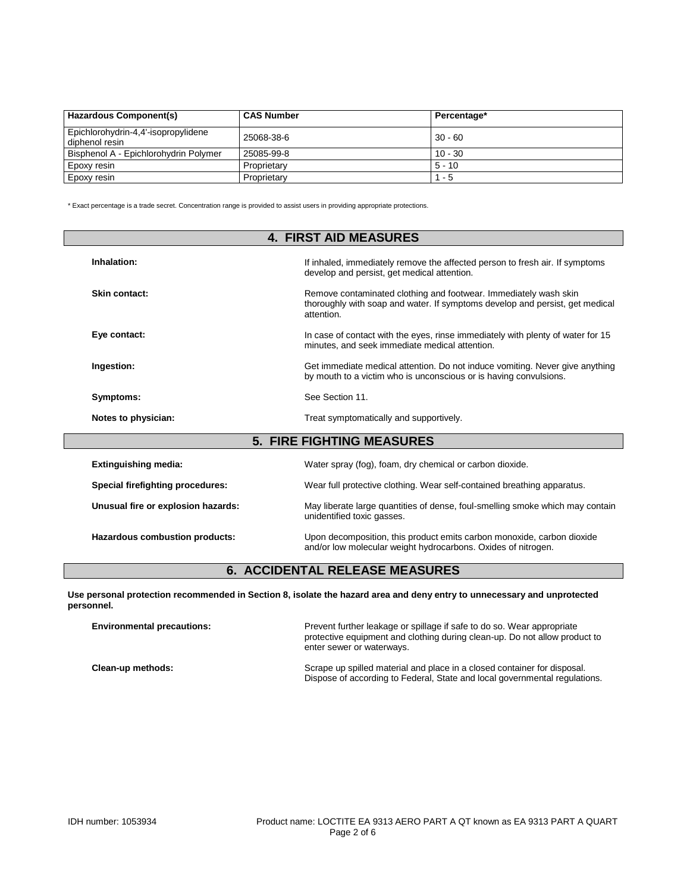| Hazardous Component(s) | CAS Number | Percentage* |
| --- | --- | --- |
| Epichlorohydrin-4,4'-isopropylidene diphenol resin | 25068-38-6 | 30 - 60 |
| Bisphenol A - Epichlorohydrin Polymer | 25085-99-8 | 10 - 30 |
| Epoxy resin | Proprietary | 5 - 10 |
| Epoxy resin | Proprietary | 1 - 5 |

* Exact percentage is a trade secret. Concentration range is provided to assist users in providing appropriate protections.

## 4. FIRST AID MEASURES

**Inhalation:** If inhaled, immediately remove the affected person to fresh air. If symptoms develop and persist, get medical attention.

**Skin contact:** Remove contaminated clothing and footwear. Immediately wash skin thoroughly with soap and water. If symptoms develop and persist, get medical attention.

**Eye contact:** In case of contact with the eyes, rinse immediately with plenty of water for 15 minutes, and seek immediate medical attention.

**Ingestion:** Get immediate medical attention. Do not induce vomiting. Never give anything by mouth to a victim who is unconscious or is having convulsions.

**Symptoms:** See Section 11.

**Notes to physician:** Treat symptomatically and supportively.

## 5. FIRE FIGHTING MEASURES

**Extinguishing media:** Water spray (fog), foam, dry chemical or carbon dioxide.

**Special firefighting procedures:** Wear full protective clothing. Wear self-contained breathing apparatus.

**Unusual fire or explosion hazards:** May liberate large quantities of dense, foul-smelling smoke which may contain unidentified toxic gasses.

**Hazardous combustion products:** Upon decomposition, this product emits carbon monoxide, carbon dioxide and/or low molecular weight hydrocarbons. Oxides of nitrogen.

## 6. ACCIDENTAL RELEASE MEASURES

**Use personal protection recommended in Section 8, isolate the hazard area and deny entry to unnecessary and unprotected personnel.**

**Environmental precautions:** Prevent further leakage or spillage if safe to do so. Wear appropriate protective equipment and clothing during clean-up. Do not allow product to enter sewer or waterways.

**Clean-up methods:** Scrape up spilled material and place in a closed container for disposal. Dispose of according to Federal, State and local governmental regulations.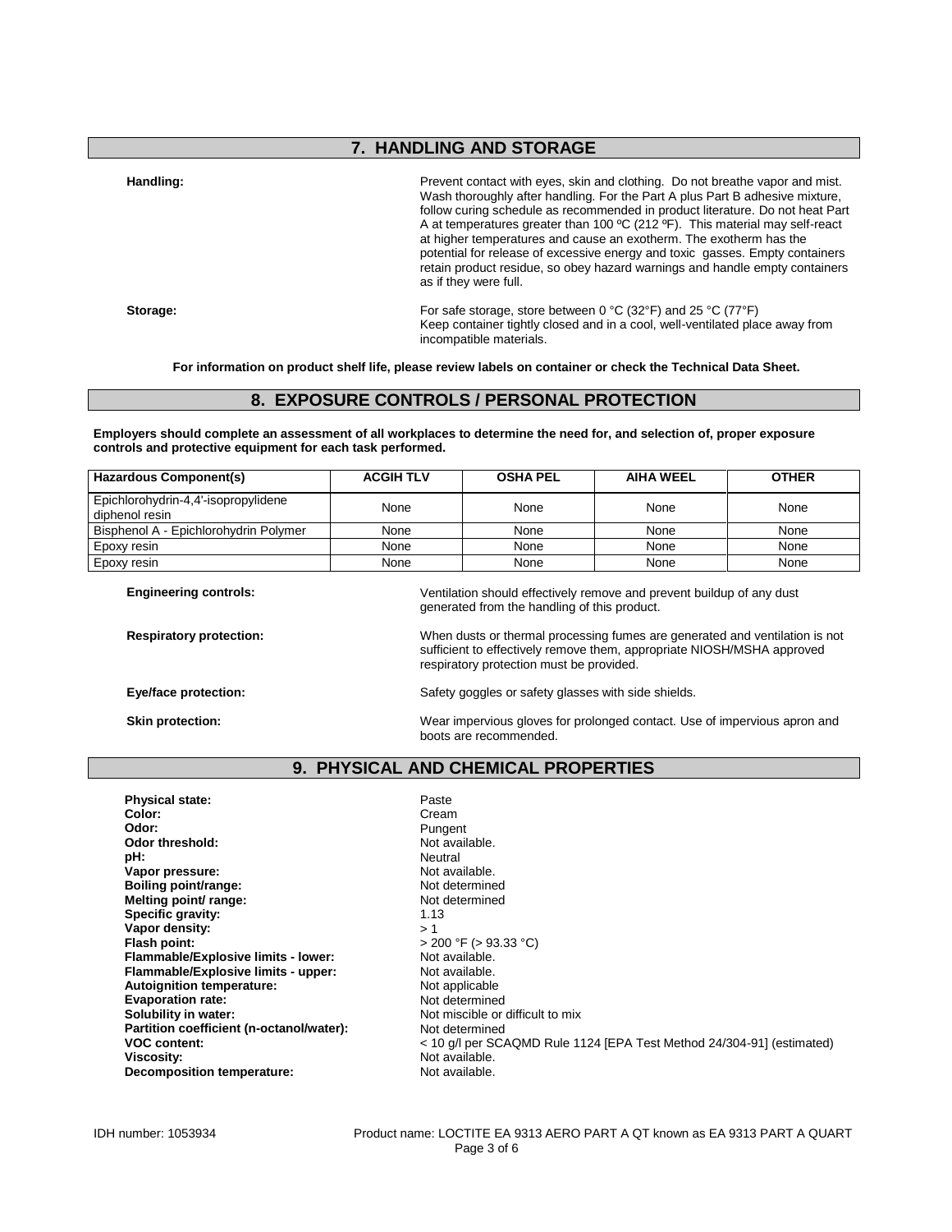## 7. HANDLING AND STORAGE

**Handling:** Prevent contact with eyes, skin and clothing. Do not breathe vapor and mist. Wash thoroughly after handling. For the Part A plus Part B adhesive mixture, follow curing schedule as recommended in product literature. Do not heat Part A at temperatures greater than 100 ºC (212 ºF). This material may self-react at higher temperatures and cause an exotherm. The exotherm has the potential for release of excessive energy and toxic gasses. Empty containers retain product residue, so obey hazard warnings and handle empty containers as if they were full.

**Storage:** For safe storage, store between 0 °C (32°F) and 25 °C (77°F) Keep container tightly closed and in a cool, well-ventilated place away from incompatible materials.

**For information on product shelf life, please review labels on container or check the Technical Data Sheet.**

## 8. EXPOSURE CONTROLS / PERSONAL PROTECTION

**Employers should complete an assessment of all workplaces to determine the need for, and selection of, proper exposure controls and protective equipment for each task performed.**

| Hazardous Component(s) | ACGIH TLV | OSHA PEL | AIHA WEEL | OTHER |
|---|---|---|---|---|
| Epichlorohydrin-4,4'-isopropylidene diphenol resin | None | None | None | None |
| Bisphenol A - Epichlorohydrin Polymer | None | None | None | None |
| Epoxy resin | None | None | None | None |
| Epoxy resin | None | None | None | None |

**Engineering controls:** Ventilation should effectively remove and prevent buildup of any dust generated from the handling of this product.

**Respiratory protection:** When dusts or thermal processing fumes are generated and ventilation is not sufficient to effectively remove them, appropriate NIOSH/MSHA approved respiratory protection must be provided.

**Eye/face protection:** Safety goggles or safety glasses with side shields.

**Skin protection:** Wear impervious gloves for prolonged contact. Use of impervious apron and boots are recommended.

## 9. PHYSICAL AND CHEMICAL PROPERTIES

**Physical state:** Paste
**Color:** Cream
**Odor:** Pungent
**Odor threshold:** Not available.
**pH:** Neutral
**Vapor pressure:** Not available.
**Boiling point/range:** Not determined
**Melting point/ range:** Not determined
**Specific gravity:** 1.13
**Vapor density:** > 1
**Flash point:** > 200 °F (> 93.33 °C)
**Flammable/Explosive limits - lower:** Not available.
**Flammable/Explosive limits - upper:** Not available.
**Autoignition temperature:** Not applicable
**Evaporation rate:** Not determined
**Solubility in water:** Not miscible or difficult to mix
**Partition coefficient (n-octanol/water):** Not determined
**VOC content:** < 10 g/l per SCAQMD Rule 1124 [EPA Test Method 24/304-91] (estimated)
**Viscosity:** Not available.
**Decomposition temperature:** Not available.

IDH number: 1053934    Product name: LOCTITE EA 9313 AERO PART A QT known as EA 9313 PART A QUART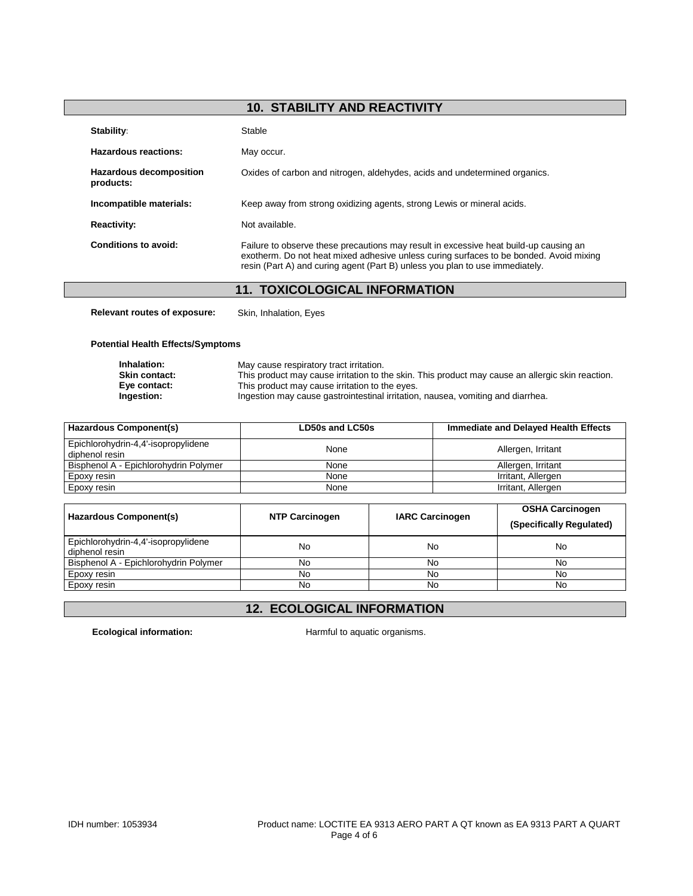## 10. STABILITY AND REACTIVITY

**Stability:** Stable

**Hazardous reactions:** May occur.

**Hazardous decomposition products:** Oxides of carbon and nitrogen, aldehydes, acids and undetermined organics.

**Incompatible materials:** Keep away from strong oxidizing agents, strong Lewis or mineral acids.

**Reactivity:** Not available.

**Conditions to avoid:** Failure to observe these precautions may result in excessive heat build-up causing an exotherm. Do not heat mixed adhesive unless curing surfaces to be bonded. Avoid mixing resin (Part A) and curing agent (Part B) unless you plan to use immediately.

## 11. TOXICOLOGICAL INFORMATION

**Relevant routes of exposure:** Skin, Inhalation, Eyes

**Potential Health Effects/Symptoms**

**Inhalation:** May cause respiratory tract irritation.
**Skin contact:** This product may cause irritation to the skin. This product may cause an allergic skin reaction.
**Eye contact:** This product may cause irritation to the eyes.
**Ingestion:** Ingestion may cause gastrointestinal irritation, nausea, vomiting and diarrhea.

| Hazardous Component(s) | LD50s and LC50s | Immediate and Delayed Health Effects |
| --- | --- | --- |
| Epichlorohydrin-4,4'-isopropylidene diphenol resin | None | Allergen, Irritant |
| Bisphenol A - Epichlorohydrin Polymer | None | Allergen, Irritant |
| Epoxy resin | None | Irritant, Allergen |
| Epoxy resin | None | Irritant, Allergen |

| Hazardous Component(s) | NTP Carcinogen | IARC Carcinogen | OSHA Carcinogen (Specifically Regulated) |
| --- | --- | --- | --- |
| Epichlorohydrin-4,4'-isopropylidene diphenol resin | No | No | No |
| Bisphenol A - Epichlorohydrin Polymer | No | No | No |
| Epoxy resin | No | No | No |
| Epoxy resin | No | No | No |

## 12. ECOLOGICAL INFORMATION

**Ecological information:** Harmful to aquatic organisms.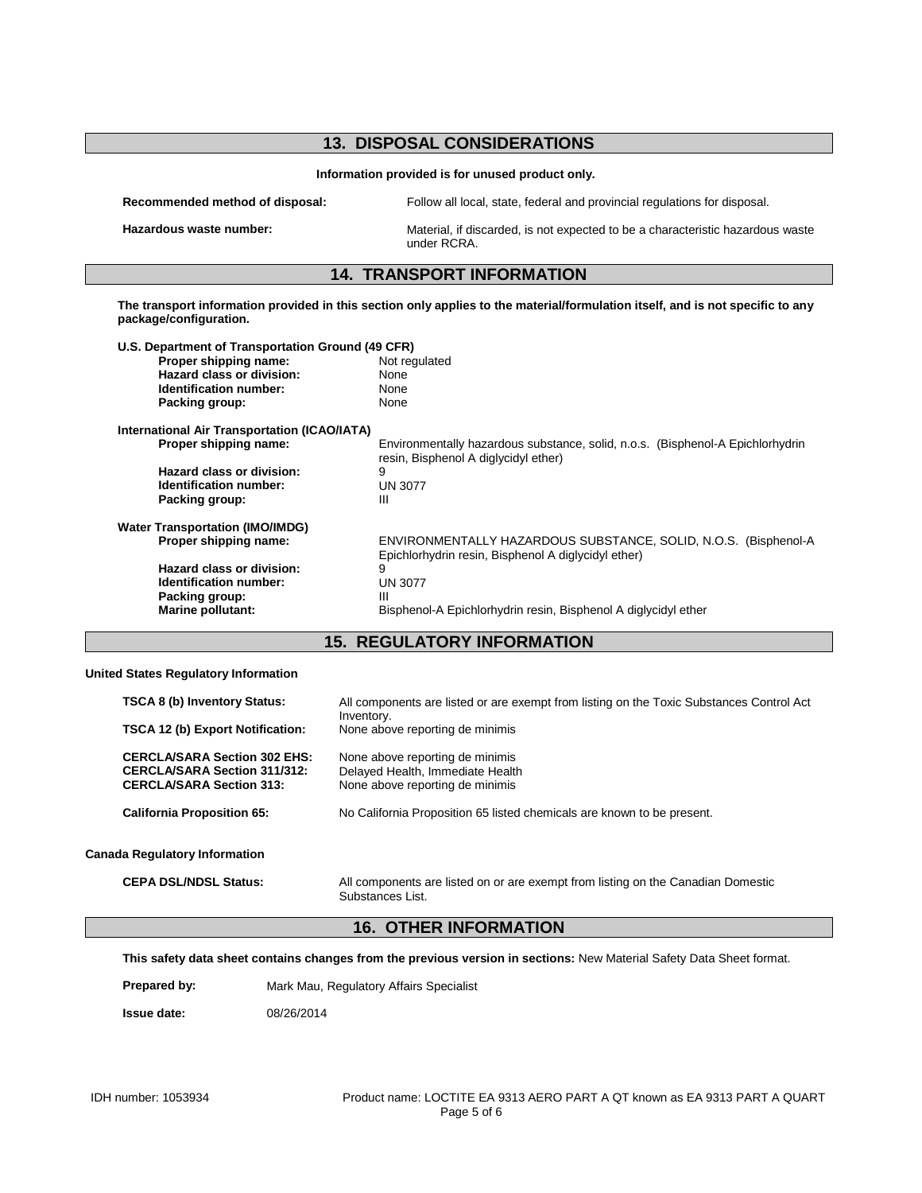## 13. DISPOSAL CONSIDERATIONS

**Information provided is for unused product only.**

| | |
|---|---|
| **Recommended method of disposal:** | Follow all local, state, federal and provincial regulations for disposal. |
| **Hazardous waste number:** | Material, if discarded, is not expected to be a characteristic hazardous waste under RCRA. |

## 14. TRANSPORT INFORMATION

**The transport information provided in this section only applies to the material/formulation itself, and is not specific to any package/configuration.**

**U.S. Department of Transportation Ground (49 CFR)**

| | |
|---|---|
| **Proper shipping name:** | Not regulated |
| **Hazard class or division:** | None |
| **Identification number:** | None |
| **Packing group:** | None |

**International Air Transportation (ICAO/IATA)**

| | |
|---|---|
| **Proper shipping name:** | Environmentally hazardous substance, solid, n.o.s. (Bisphenol-A Epichlorhydrin resin, Bisphenol A diglycidyl ether) |
| **Hazard class or division:** | 9 |
| **Identification number:** | UN 3077 |
| **Packing group:** | III |

**Water Transportation (IMO/IMDG)**

| | |
|---|---|
| **Proper shipping name:** | ENVIRONMENTALLY HAZARDOUS SUBSTANCE, SOLID, N.O.S. (Bisphenol-A Epichlorhydrin resin, Bisphenol A diglycidyl ether) |
| **Hazard class or division:** | 9 |
| **Identification number:** | UN 3077 |
| **Packing group:** | III |
| **Marine pollutant:** | Bisphenol-A Epichlorhydrin resin, Bisphenol A diglycidyl ether |

## 15. REGULATORY INFORMATION

**United States Regulatory Information**

| | |
|---|---|
| **TSCA 8 (b) Inventory Status:** | All components are listed or are exempt from listing on the Toxic Substances Control Act Inventory. |
| **TSCA 12 (b) Export Notification:** | None above reporting de minimis |
| **CERCLA/SARA Section 302 EHS:** | None above reporting de minimis |
| **CERCLA/SARA Section 311/312:** | Delayed Health, Immediate Health |
| **CERCLA/SARA Section 313:** | None above reporting de minimis |
| **California Proposition 65:** | No California Proposition 65 listed chemicals are known to be present. |

**Canada Regulatory Information**

| | |
|---|---|
| **CEPA DSL/NDSL Status:** | All components are listed on or are exempt from listing on the Canadian Domestic Substances List. |

## 16. OTHER INFORMATION

**This safety data sheet contains changes from the previous version in sections:** New Material Safety Data Sheet format.

**Prepared by:** Mark Mau, Regulatory Affairs Specialist

**Issue date:** 08/26/2014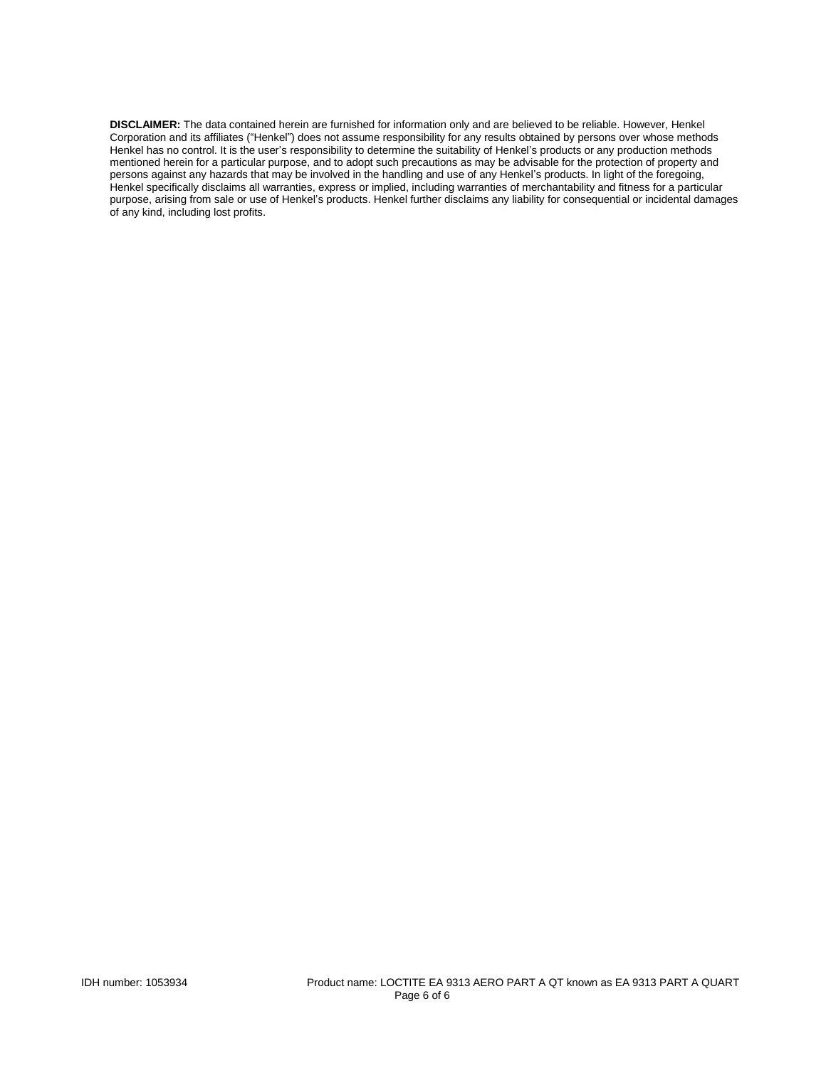**DISCLAIMER:** The data contained herein are furnished for information only and are believed to be reliable. However, Henkel Corporation and its affiliates ("Henkel") does not assume responsibility for any results obtained by persons over whose methods Henkel has no control. It is the user's responsibility to determine the suitability of Henkel's products or any production methods mentioned herein for a particular purpose, and to adopt such precautions as may be advisable for the protection of property and persons against any hazards that may be involved in the handling and use of any Henkel's products. In light of the foregoing, Henkel specifically disclaims all warranties, express or implied, including warranties of merchantability and fitness for a particular purpose, arising from sale or use of Henkel's products. Henkel further disclaims any liability for consequential or incidental damages of any kind, including lost profits.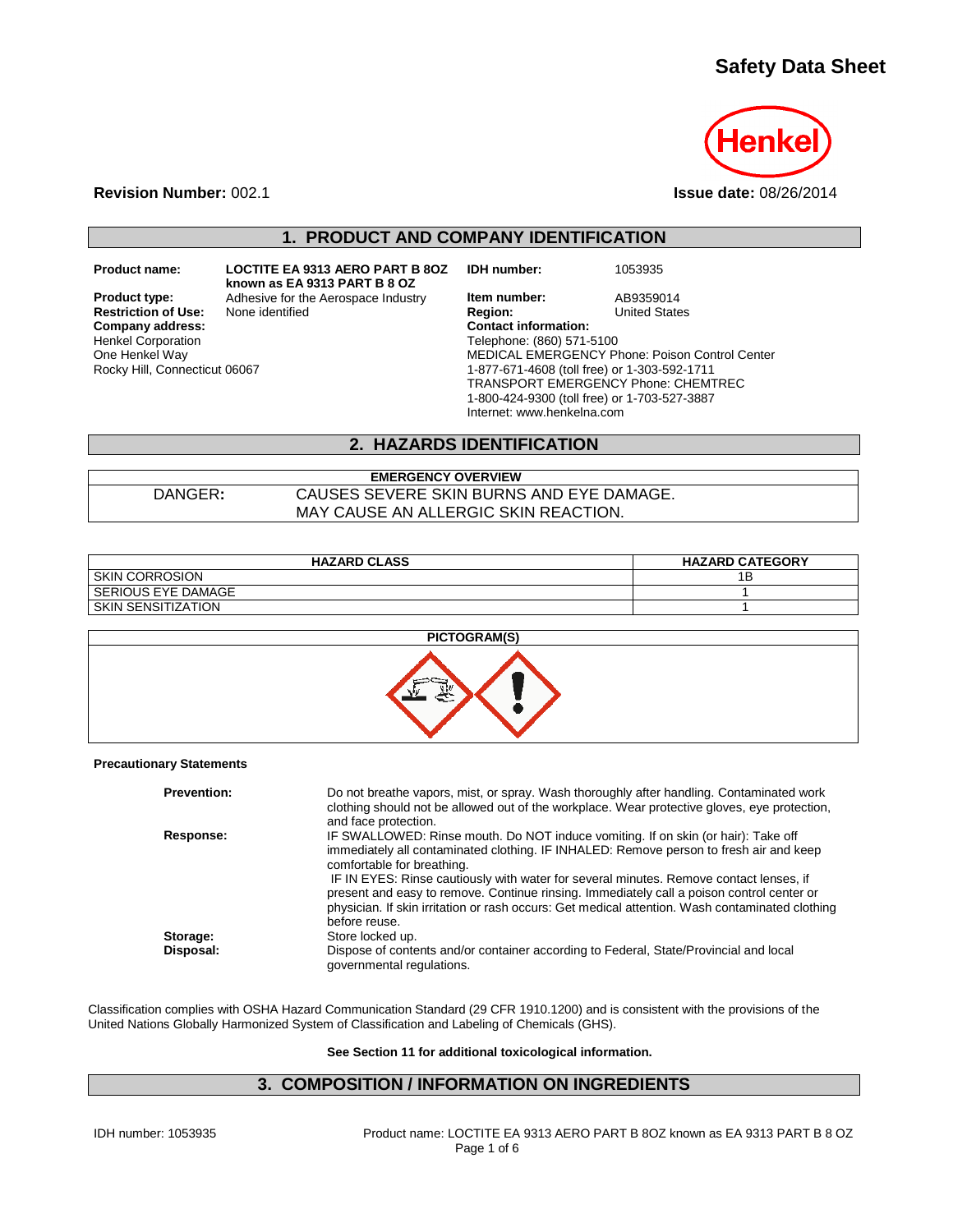# Safety Data Sheet

**Revision Number:** 002.1

**Issue date:** 08/26/2014

## 1. PRODUCT AND COMPANY IDENTIFICATION

| | | | |
|---|---|---|---|
| **Product name:** | **LOCTITE EA 9313 AERO PART B 8OZ known as EA 9313 PART B 8 OZ** | **IDH number:** | 1053935 |
| **Product type:** | Adhesive for the Aerospace Industry | **Item number:** | AB9359014 |
| **Restriction of Use:** | None identified | **Region:** | United States |

**Company address:**
Henkel Corporation
One Henkel Way
Rocky Hill, Connecticut 06067

**Contact information:**
Telephone: (860) 571-5100
MEDICAL EMERGENCY Phone: Poison Control Center
1-877-671-4608 (toll free) or 1-303-592-1711
TRANSPORT EMERGENCY Phone: CHEMTREC
1-800-424-9300 (toll free) or 1-703-527-3887
Internet: www.henkelna.com

## 2. HAZARDS IDENTIFICATION

| EMERGENCY OVERVIEW | |
|---|---|
| DANGER**:** | CAUSES SEVERE SKIN BURNS AND EYE DAMAGE. MAY CAUSE AN ALLERGIC SKIN REACTION. |

| HAZARD CLASS | HAZARD CATEGORY |
|---|---|
| SKIN CORROSION | 1B |
| SERIOUS EYE DAMAGE | 1 |
| SKIN SENSITIZATION | 1 |

**PICTOGRAM(S)**

**Precautionary Statements**

**Prevention:** Do not breathe vapors, mist, or spray. Wash thoroughly after handling. Contaminated work clothing should not be allowed out of the workplace. Wear protective gloves, eye protection, and face protection.

**Response:** IF SWALLOWED: Rinse mouth. Do NOT induce vomiting. If on skin (or hair): Take off immediately all contaminated clothing. IF INHALED: Remove person to fresh air and keep comfortable for breathing.
IF IN EYES: Rinse cautiously with water for several minutes. Remove contact lenses, if present and easy to remove. Continue rinsing. Immediately call a poison control center or physician. If skin irritation or rash occurs: Get medical attention. Wash contaminated clothing before reuse.

**Storage:** Store locked up.

**Disposal:** Dispose of contents and/or container according to Federal, State/Provincial and local governmental regulations.

Classification complies with OSHA Hazard Communication Standard (29 CFR 1910.1200) and is consistent with the provisions of the United Nations Globally Harmonized System of Classification and Labeling of Chemicals (GHS).

**See Section 11 for additional toxicological information.**

## 3. COMPOSITION / INFORMATION ON INGREDIENTS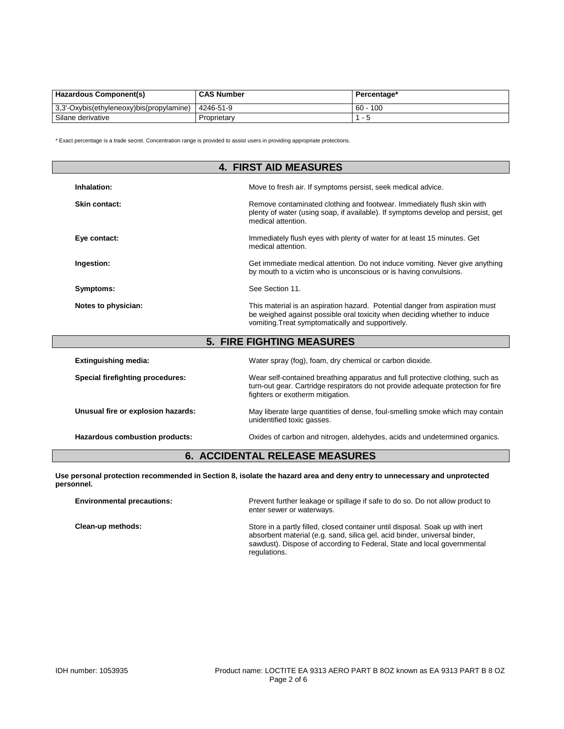| Hazardous Component(s) | CAS Number | Percentage* |
|---|---|---|
| 3,3'-Oxybis(ethyleneoxy)bis(propylamine) | 4246-51-9 | 60 - 100 |
| Silane derivative | Proprietary | 1 - 5 |

* Exact percentage is a trade secret. Concentration range is provided to assist users in providing appropriate protections.

## 4. FIRST AID MEASURES

**Inhalation:** Move to fresh air. If symptoms persist, seek medical advice.

**Skin contact:** Remove contaminated clothing and footwear. Immediately flush skin with plenty of water (using soap, if available). If symptoms develop and persist, get medical attention.

**Eye contact:** Immediately flush eyes with plenty of water for at least 15 minutes. Get medical attention.

**Ingestion:** Get immediate medical attention. Do not induce vomiting. Never give anything by mouth to a victim who is unconscious or is having convulsions.

**Symptoms:** See Section 11.

**Notes to physician:** This material is an aspiration hazard. Potential danger from aspiration must be weighed against possible oral toxicity when deciding whether to induce vomiting.Treat symptomatically and supportively.

## 5. FIRE FIGHTING MEASURES

**Extinguishing media:** Water spray (fog), foam, dry chemical or carbon dioxide.

**Special firefighting procedures:** Wear self-contained breathing apparatus and full protective clothing, such as turn-out gear. Cartridge respirators do not provide adequate protection for fire fighters or exotherm mitigation.

**Unusual fire or explosion hazards:** May liberate large quantities of dense, foul-smelling smoke which may contain unidentified toxic gasses.

**Hazardous combustion products:** Oxides of carbon and nitrogen, aldehydes, acids and undetermined organics.

## 6. ACCIDENTAL RELEASE MEASURES

**Use personal protection recommended in Section 8, isolate the hazard area and deny entry to unnecessary and unprotected personnel.**

**Environmental precautions:** Prevent further leakage or spillage if safe to do so. Do not allow product to enter sewer or waterways.

**Clean-up methods:** Store in a partly filled, closed container until disposal. Soak up with inert absorbent material (e.g. sand, silica gel, acid binder, universal binder, sawdust). Dispose of according to Federal, State and local governmental regulations.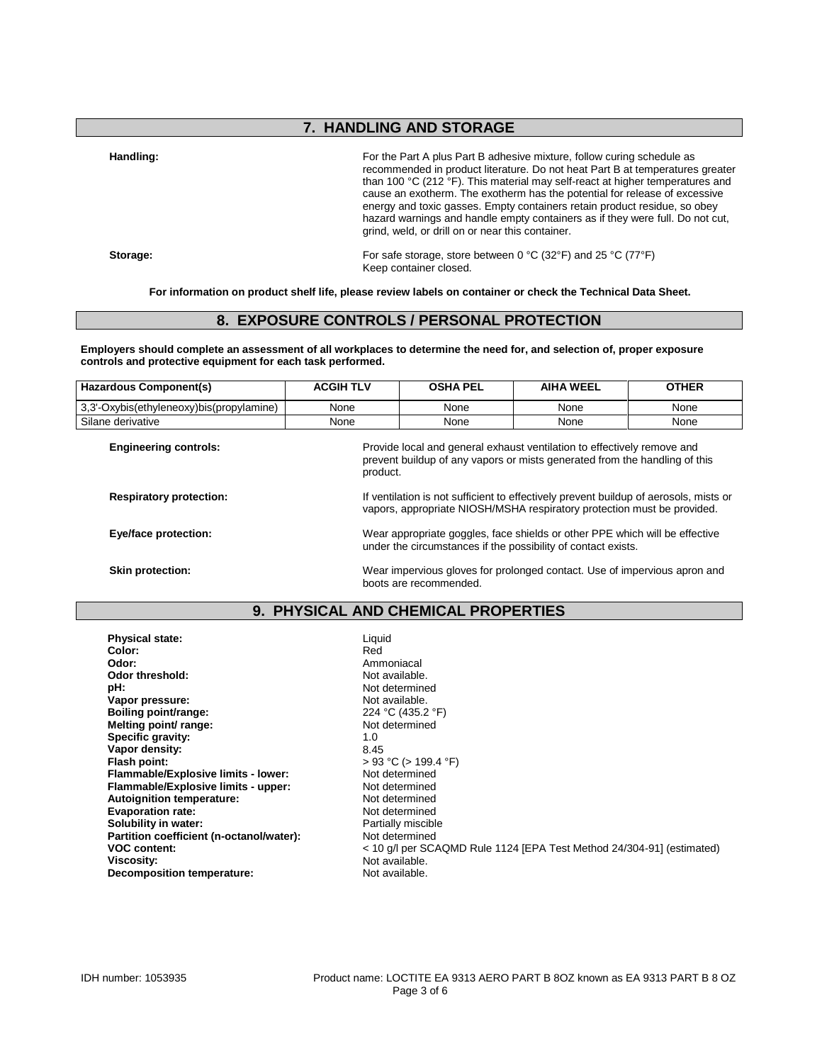## 7. HANDLING AND STORAGE

**Handling:** For the Part A plus Part B adhesive mixture, follow curing schedule as recommended in product literature. Do not heat Part B at temperatures greater than 100 °C (212 °F). This material may self-react at higher temperatures and cause an exotherm. The exotherm has the potential for release of excessive energy and toxic gasses. Empty containers retain product residue, so obey hazard warnings and handle empty containers as if they were full. Do not cut, grind, weld, or drill on or near this container.

**Storage:** For safe storage, store between 0 °C (32°F) and 25 °C (77°F)
Keep container closed.

**For information on product shelf life, please review labels on container or check the Technical Data Sheet.**

## 8. EXPOSURE CONTROLS / PERSONAL PROTECTION

**Employers should complete an assessment of all workplaces to determine the need for, and selection of, proper exposure controls and protective equipment for each task performed.**

| Hazardous Component(s) | ACGIH TLV | OSHA PEL | AIHA WEEL | OTHER |
|---|---|---|---|---|
| 3,3'-Oxybis(ethyleneoxy)bis(propylamine) | None | None | None | None |
| Silane derivative | None | None | None | None |

**Engineering controls:** Provide local and general exhaust ventilation to effectively remove and prevent buildup of any vapors or mists generated from the handling of this product.

**Respiratory protection:** If ventilation is not sufficient to effectively prevent buildup of aerosols, mists or vapors, appropriate NIOSH/MSHA respiratory protection must be provided.

**Eye/face protection:** Wear appropriate goggles, face shields or other PPE which will be effective under the circumstances if the possibility of contact exists.

**Skin protection:** Wear impervious gloves for prolonged contact. Use of impervious apron and boots are recommended.

## 9. PHYSICAL AND CHEMICAL PROPERTIES

**Physical state:** Liquid
**Color:** Red
**Odor:** Ammoniacal
**Odor threshold:** Not available.
**pH:** Not determined
**Vapor pressure:** Not available.
**Boiling point/range:** 224 °C (435.2 °F)
**Melting point/ range:** Not determined
**Specific gravity:** 1.0
**Vapor density:** 8.45
**Flash point:** > 93 °C (> 199.4 °F)
**Flammable/Explosive limits - lower:** Not determined
**Flammable/Explosive limits - upper:** Not determined
**Autoignition temperature:** Not determined
**Evaporation rate:** Not determined
**Solubility in water:** Partially miscible
**Partition coefficient (n-octanol/water):** Not determined
**VOC content:** < 10 g/l per SCAQMD Rule 1124 [EPA Test Method 24/304-91] (estimated)
**Viscosity:** Not available.
**Decomposition temperature:** Not available.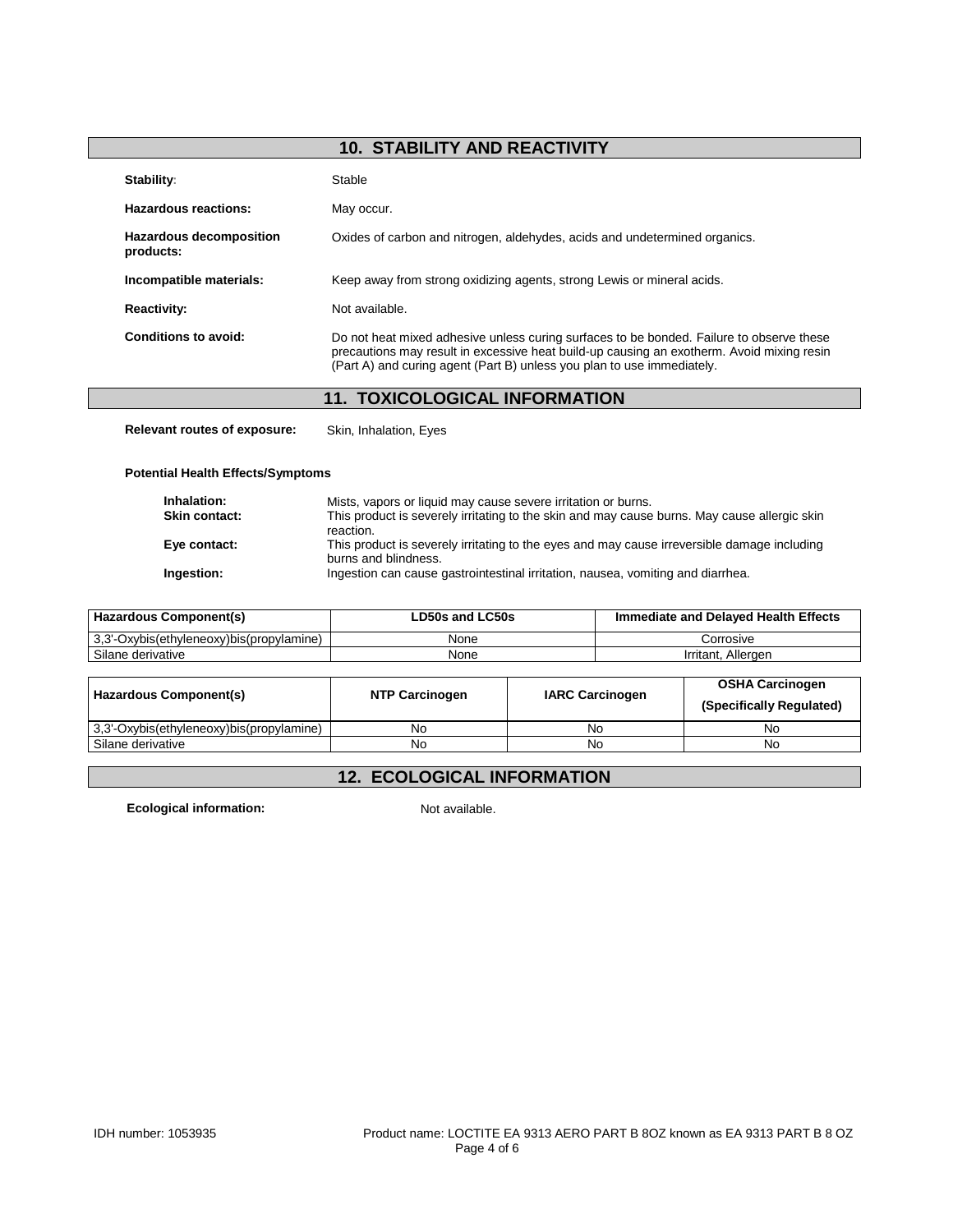## 10. STABILITY AND REACTIVITY

**Stability:** Stable

**Hazardous reactions:** May occur.

**Hazardous decomposition products:** Oxides of carbon and nitrogen, aldehydes, acids and undetermined organics.

**Incompatible materials:** Keep away from strong oxidizing agents, strong Lewis or mineral acids.

**Reactivity:** Not available.

**Conditions to avoid:** Do not heat mixed adhesive unless curing surfaces to be bonded. Failure to observe these precautions may result in excessive heat build-up causing an exotherm. Avoid mixing resin (Part A) and curing agent (Part B) unless you plan to use immediately.

## 11. TOXICOLOGICAL INFORMATION

**Relevant routes of exposure:** Skin, Inhalation, Eyes

**Potential Health Effects/Symptoms**

**Inhalation:** Mists, vapors or liquid may cause severe irritation or burns.

**Skin contact:** This product is severely irritating to the skin and may cause burns. May cause allergic skin reaction.

**Eye contact:** This product is severely irritating to the eyes and may cause irreversible damage including burns and blindness.

**Ingestion:** Ingestion can cause gastrointestinal irritation, nausea, vomiting and diarrhea.

| Hazardous Component(s) | LD50s and LC50s | Immediate and Delayed Health Effects |
| --- | --- | --- |
| 3,3'-Oxybis(ethyleneoxy)bis(propylamine) | None | Corrosive |
| Silane derivative | None | Irritant, Allergen |

| Hazardous Component(s) | NTP Carcinogen | IARC Carcinogen | OSHA Carcinogen (Specifically Regulated) |
| --- | --- | --- | --- |
| 3,3'-Oxybis(ethyleneoxy)bis(propylamine) | No | No | No |
| Silane derivative | No | No | No |

## 12. ECOLOGICAL INFORMATION

**Ecological information:** Not available.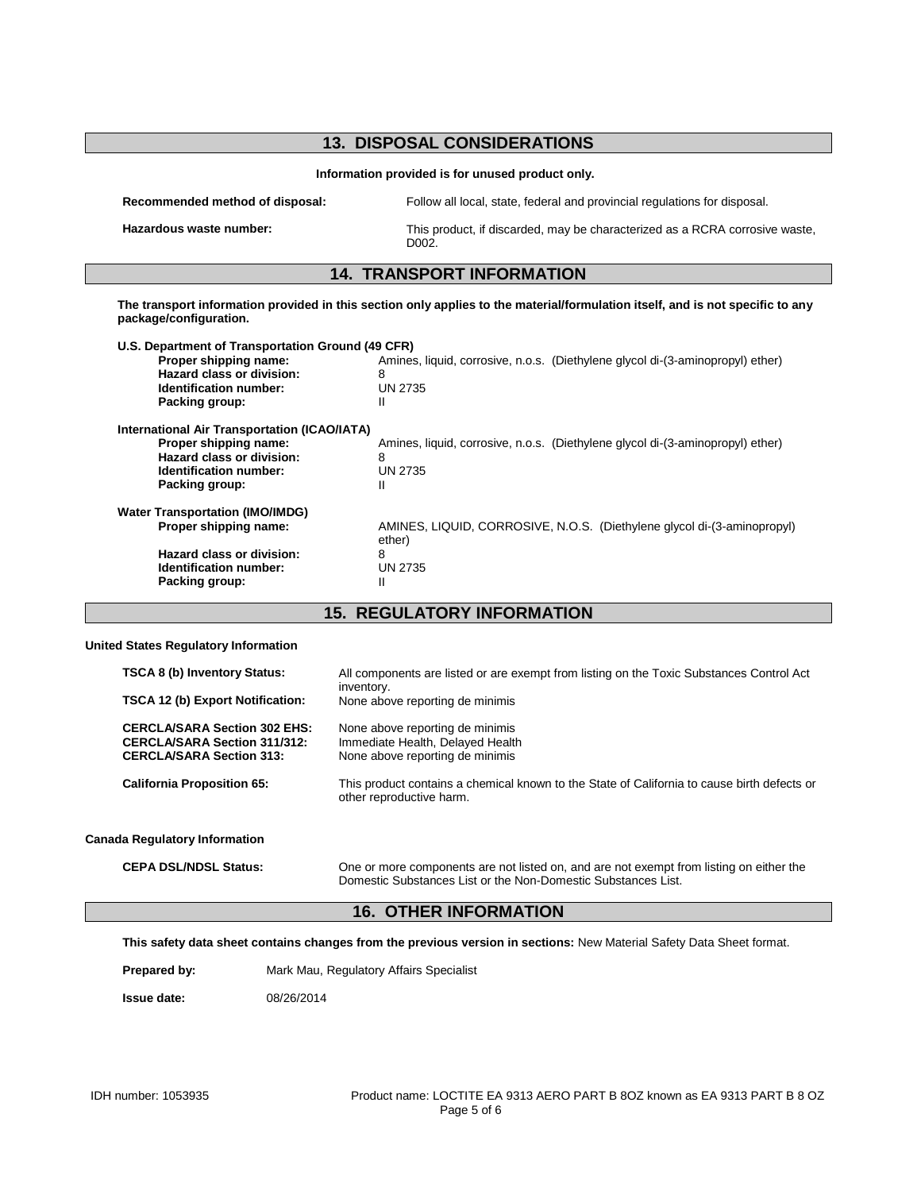## 13. DISPOSAL CONSIDERATIONS

**Information provided is for unused product only.**

**Recommended method of disposal:** Follow all local, state, federal and provincial regulations for disposal.

**Hazardous waste number:** This product, if discarded, may be characterized as a RCRA corrosive waste, D002.

## 14. TRANSPORT INFORMATION

**The transport information provided in this section only applies to the material/formulation itself, and is not specific to any package/configuration.**

**U.S. Department of Transportation Ground (49 CFR)**

| | |
|---|---|
| **Proper shipping name:** | Amines, liquid, corrosive, n.o.s. (Diethylene glycol di-(3-aminopropyl) ether) |
| **Hazard class or division:** | 8 |
| **Identification number:** | UN 2735 |
| **Packing group:** | II |

**International Air Transportation (ICAO/IATA)**

| | |
|---|---|
| **Proper shipping name:** | Amines, liquid, corrosive, n.o.s. (Diethylene glycol di-(3-aminopropyl) ether) |
| **Hazard class or division:** | 8 |
| **Identification number:** | UN 2735 |
| **Packing group:** | II |

**Water Transportation (IMO/IMDG)**

| | |
|---|---|
| **Proper shipping name:** | AMINES, LIQUID, CORROSIVE, N.O.S. (Diethylene glycol di-(3-aminopropyl) ether) |
| **Hazard class or division:** | 8 |
| **Identification number:** | UN 2735 |
| **Packing group:** | II |

## 15. REGULATORY INFORMATION

**United States Regulatory Information**

| | |
|---|---|
| **TSCA 8 (b) Inventory Status:** | All components are listed or are exempt from listing on the Toxic Substances Control Act inventory. |
| **TSCA 12 (b) Export Notification:** | None above reporting de minimis |
| **CERCLA/SARA Section 302 EHS:** | None above reporting de minimis |
| **CERCLA/SARA Section 311/312:** | Immediate Health, Delayed Health |
| **CERCLA/SARA Section 313:** | None above reporting de minimis |
| **California Proposition 65:** | This product contains a chemical known to the State of California to cause birth defects or other reproductive harm. |

**Canada Regulatory Information**

**CEPA DSL/NDSL Status:** One or more components are not listed on, and are not exempt from listing on either the Domestic Substances List or the Non-Domestic Substances List.

## 16. OTHER INFORMATION

**This safety data sheet contains changes from the previous version in sections:** New Material Safety Data Sheet format.

**Prepared by:** Mark Mau, Regulatory Affairs Specialist

**Issue date:** 08/26/2014

IDH number: 1053935 Product name: LOCTITE EA 9313 AERO PART B 8OZ known as EA 9313 PART B 8 OZ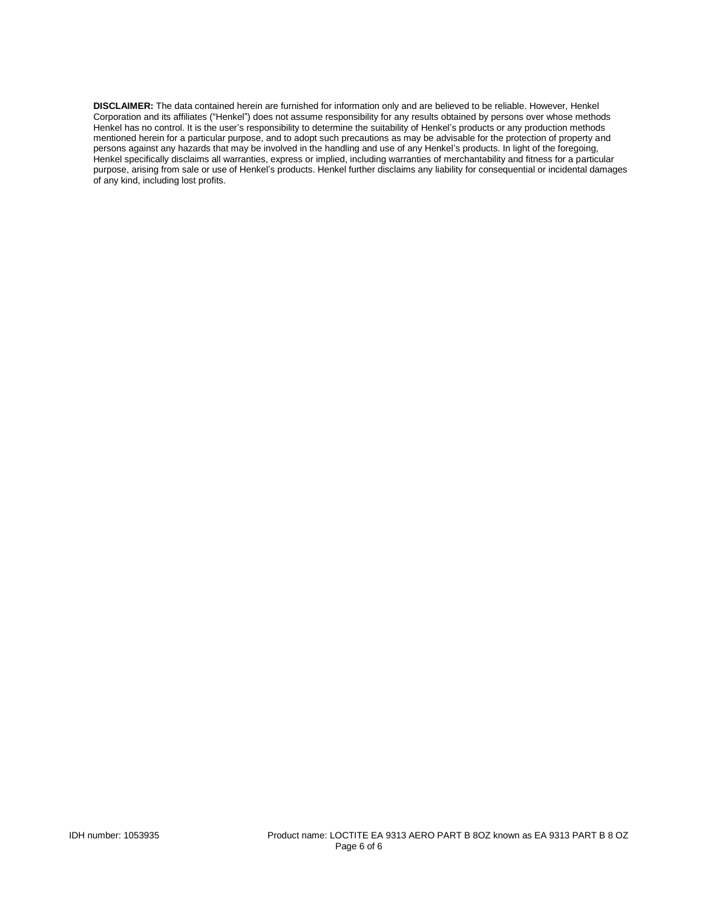**DISCLAIMER:** The data contained herein are furnished for information only and are believed to be reliable. However, Henkel Corporation and its affiliates ("Henkel") does not assume responsibility for any results obtained by persons over whose methods Henkel has no control. It is the user's responsibility to determine the suitability of Henkel's products or any production methods mentioned herein for a particular purpose, and to adopt such precautions as may be advisable for the protection of property and persons against any hazards that may be involved in the handling and use of any Henkel's products. In light of the foregoing, Henkel specifically disclaims all warranties, express or implied, including warranties of merchantability and fitness for a particular purpose, arising from sale or use of Henkel's products. Henkel further disclaims any liability for consequential or incidental damages of any kind, including lost profits.